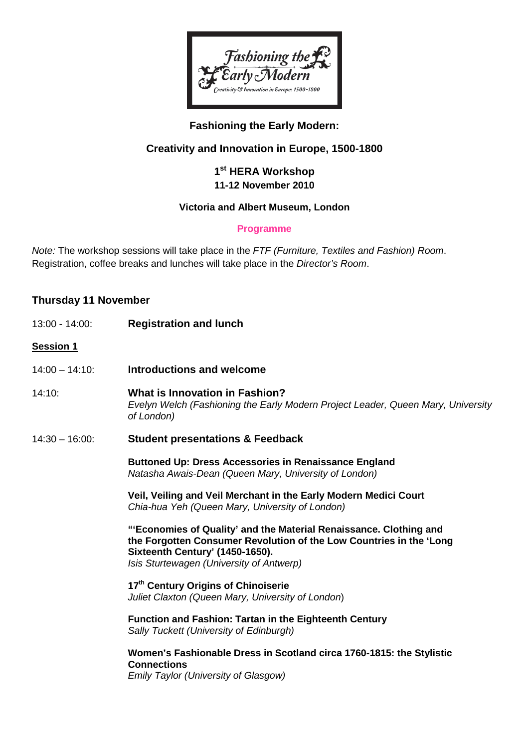# Fashioning the Early Modern:

## Creativity and Innovation in Europe, 1500-1800

### 1st HERA Workshop
### 11-12 November 2010

**Victoria and Albert Museum, London**

**Programme**

*Note:* The workshop sessions will take place in the *FTF (Furniture, Textiles and Fashion) Room*. Registration, coffee breaks and lunches will take place in the *Director's Room*.

## Thursday 11 November

13:00 - 14:00: **Registration and lunch**

**Session 1**

14:00 – 14:10: **Introductions and welcome**

14:10: **What is Innovation in Fashion?**
*Evelyn Welch (Fashioning the Early Modern Project Leader, Queen Mary, University of London)*

14:30 – 16:00: **Student presentations & Feedback**

**Buttoned Up: Dress Accessories in Renaissance England**
*Natasha Awais-Dean (Queen Mary, University of London)*

**Veil, Veiling and Veil Merchant in the Early Modern Medici Court**
*Chia-hua Yeh (Queen Mary, University of London)*

**"'Economies of Quality' and the Material Renaissance. Clothing and the Forgotten Consumer Revolution of the Low Countries in the 'Long Sixteenth Century' (1450-1650).**
*Isis Sturtewagen (University of Antwerp)*

**17th Century Origins of Chinoiserie**
*Juliet Claxton (Queen Mary, University of London)*

**Function and Fashion: Tartan in the Eighteenth Century**
*Sally Tuckett (University of Edinburgh)*

**Women's Fashionable Dress in Scotland circa 1760-1815: the Stylistic Connections**
*Emily Taylor (University of Glasgow)*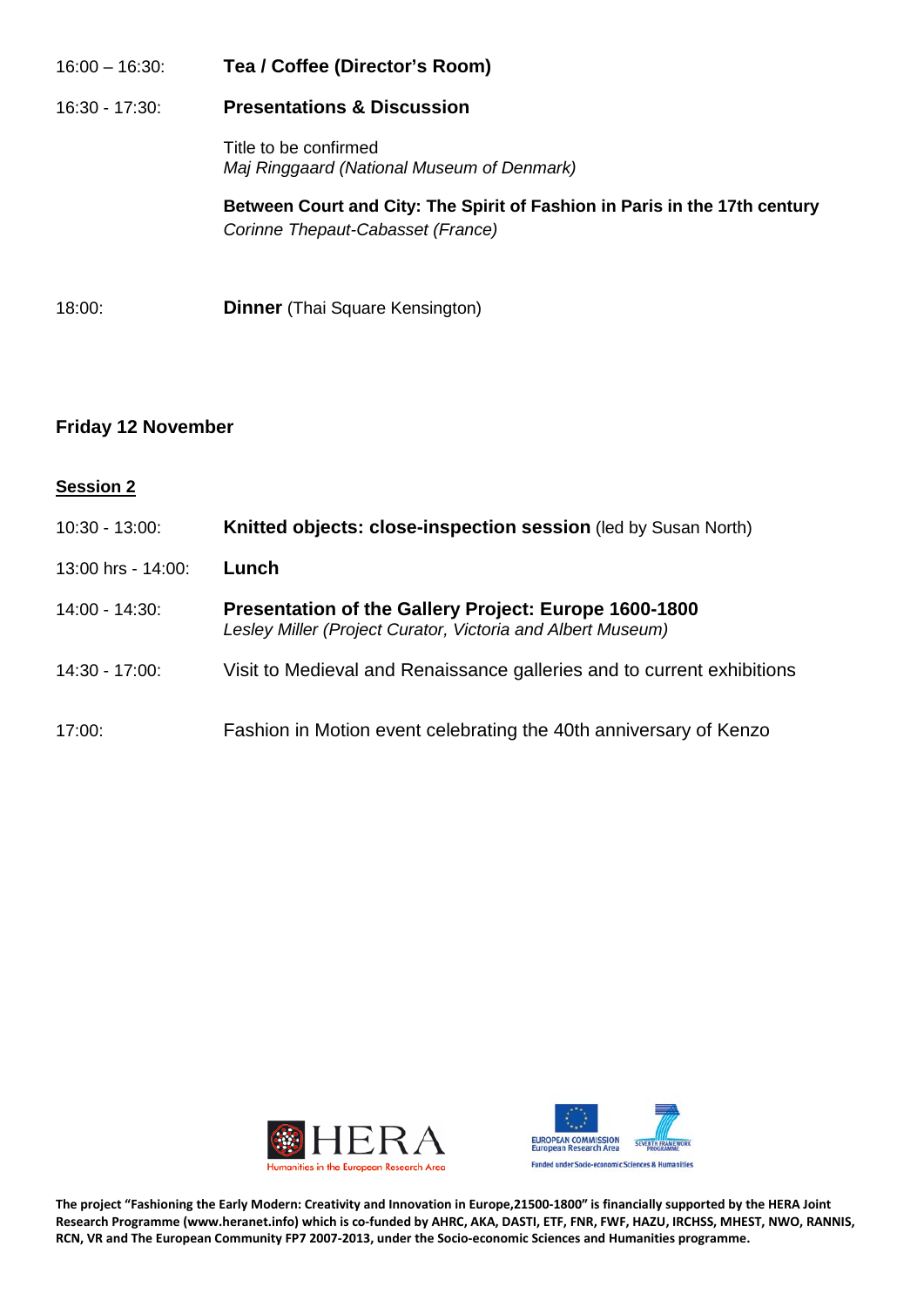16:00 – 16:30: **Tea / Coffee (Director's Room)**

16:30 - 17:30: **Presentations & Discussion**

Title to be confirmed
*Maj Ringgaard (National Museum of Denmark)*

**Between Court and City: The Spirit of Fashion in Paris in the 17th century**
*Corinne Thepaut-Cabasset (France)*

18:00: **Dinner** (Thai Square Kensington)

**Friday 12 November**

**Session 2**

10:30 - 13:00: **Knitted objects: close-inspection session** (led by Susan North)

13:00 hrs - 14:00: **Lunch**

14:00 - 14:30: **Presentation of the Gallery Project: Europe 1600-1800**
*Lesley Miller (Project Curator, Victoria and Albert Museum)*

14:30 - 17:00: Visit to Medieval and Renaissance galleries and to current exhibitions

17:00: Fashion in Motion event celebrating the 40th anniversary of Kenzo

HERA
Humanities in the European Research Area

EUROPEAN COMMISSION
European Research Area

SEVENTH FRAMEWORK PROGRAMME

Funded under Socio-economic Sciences & Humanities

**The project "Fashioning the Early Modern: Creativity and Innovation in Europe,21500-1800" is financially supported by the HERA Joint Research Programme (www.heranet.info) which is co-funded by AHRC, AKA, DASTI, ETF, FNR, FWF, HAZU, IRCHSS, MHEST, NWO, RANNIS, RCN, VR and The European Community FP7 2007-2013, under the Socio-economic Sciences and Humanities programme.**